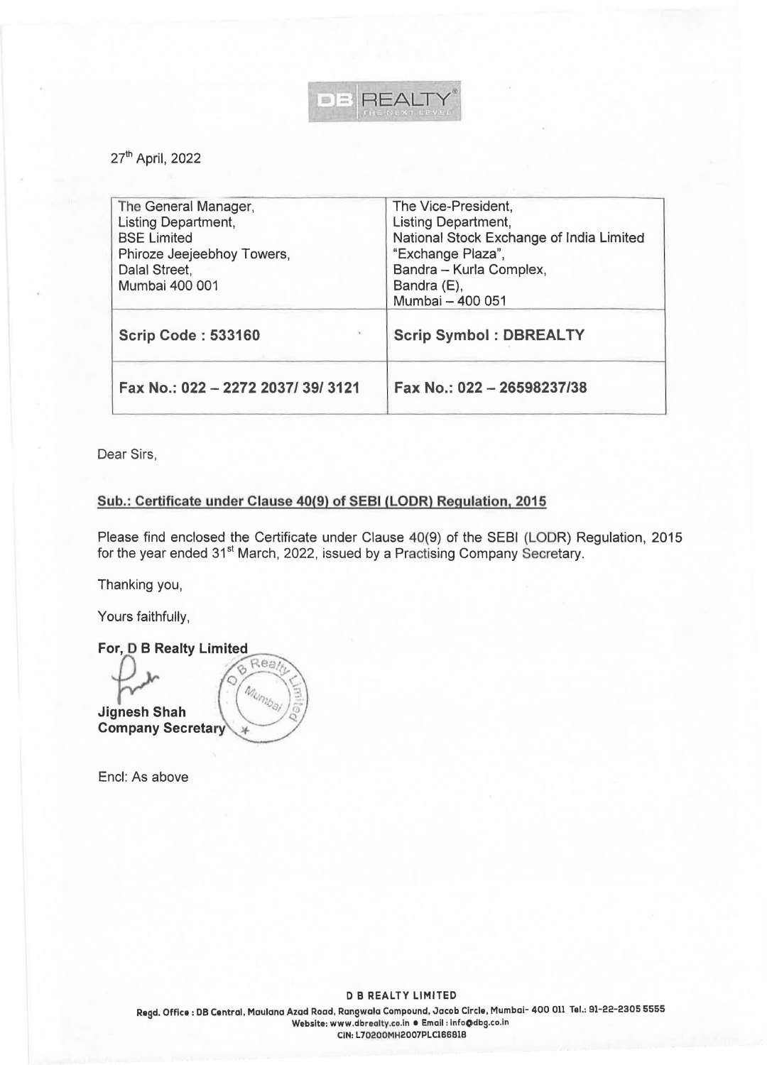27[th] April, 2022

| The General Manager,<br>Listing Department,<br>BSE Limited<br>Phiroze Jeejeebhoy Towers,<br>Dalal Street,<br>Mumbai 400 001 | The Vice-President,<br>Listing Department,<br>National Stock Exchange of India Limited<br>"Exchange Plaza",<br>Bandra – Kurla Complex,<br>Bandra (E),<br>Mumbai – 400 051 |
|---|---|
| **Scrip Code : 533160** | **Scrip Symbol : DBREALTY** |
| **Fax No.: 022 – 2272 2037/ 39/ 3121** | **Fax No.: 022 – 26598237/38** |

Dear Sirs,

**Sub.: Certificate under Clause 40(9) of SEBI (LODR) Regulation, 2015**

Please find enclosed the Certificate under Clause 40(9) of the SEBI (LODR) Regulation, 2015 for the year ended 31[st] March, 2022, issued by a Practising Company Secretary.

Thanking you,

Yours faithfully,

**For, D B Realty Limited**

**Jignesh Shah**
**Company Secretary**

Encl: As above

**D B REALTY LIMITED**

Regd. Office : DB Central, Maulana Azad Road, Rangwala Compound, Jacob Circle, Mumbai- 400 011 Tel.: 91-22-2305 5555
Website: www.dbrealty.co.in • Email : info@dbg.co.in
CIN: L70200MH2007PLC166818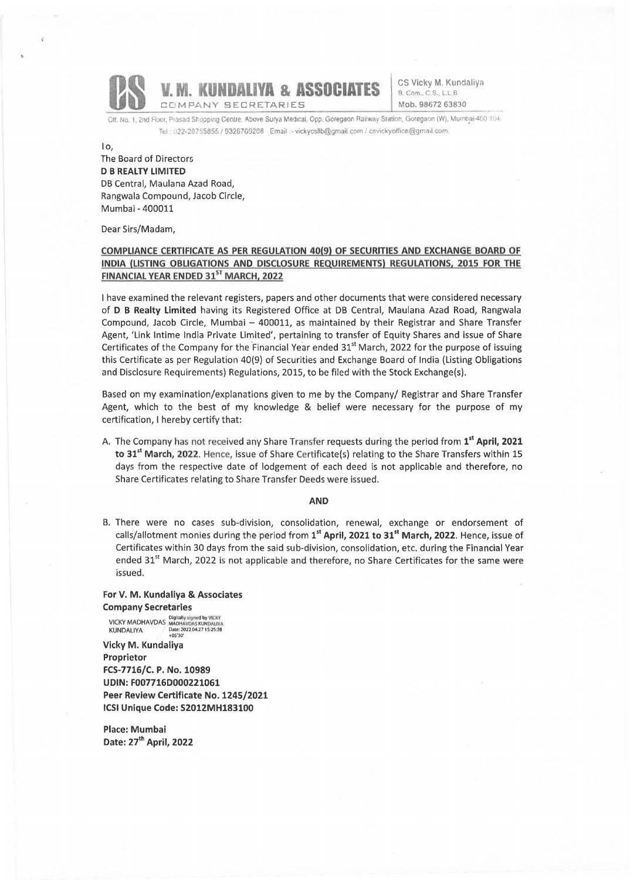**V. M. KUNDALIYA & ASSOCIATES**
COMPANY SECRETARIES

CS Vicky M. Kundaliya
B. Com., C.S., L.L.B
Mob. 98672 63830

Off. No. 1, 2nd Floor, Prasad Shopping Centre, Above Surya Medical, Opp. Goregaon Railway Station, Goregaon (W), Mumbai-400 104.
Tel.: 022-28755855 / 9326769208 Email :- vickycsllb@gmail.com / csvickyoffice@gmail.com.

To,
The Board of Directors
**D B REALTY LIMITED**
DB Central, Maulana Azad Road,
Rangwala Compound, Jacob Circle,
Mumbai - 400011

Dear Sirs/Madam,

**COMPLIANCE CERTIFICATE AS PER REGULATION 40(9) OF SECURITIES AND EXCHANGE BOARD OF INDIA (LISTING OBLIGATIONS AND DISCLOSURE REQUIREMENTS) REGULATIONS, 2015 FOR THE FINANCIAL YEAR ENDED 31ST MARCH, 2022**

I have examined the relevant registers, papers and other documents that were considered necessary of **D B Realty Limited** having its Registered Office at DB Central, Maulana Azad Road, Rangwala Compound, Jacob Circle, Mumbai – 400011, as maintained by their Registrar and Share Transfer Agent, 'Link Intime India Private Limited', pertaining to transfer of Equity Shares and issue of Share Certificates of the Company for the Financial Year ended 31st March, 2022 for the purpose of issuing this Certificate as per Regulation 40(9) of Securities and Exchange Board of India (Listing Obligations and Disclosure Requirements) Regulations, 2015, to be filed with the Stock Exchange(s).

Based on my examination/explanations given to me by the Company/ Registrar and Share Transfer Agent, which to the best of my knowledge & belief were necessary for the purpose of my certification, I hereby certify that:

A. The Company has not received any Share Transfer requests during the period from **1st April, 2021 to 31st March, 2022**. Hence, issue of Share Certificate(s) relating to the Share Transfers within 15 days from the respective date of lodgement of each deed is not applicable and therefore, no Share Certificates relating to Share Transfer Deeds were issued.

**AND**

B. There were no cases sub-division, consolidation, renewal, exchange or endorsement of calls/allotment monies during the period from **1st April, 2021 to 31st March, 2022**. Hence, issue of Certificates within 30 days from the said sub-division, consolidation, etc. during the Financial Year ended 31st March, 2022 is not applicable and therefore, no Share Certificates for the same were issued.

**For V. M. Kundaliya & Associates**
**Company Secretaries**

VICKY MADHAVDAS KUNDALIYA
Digitally signed by VICKY MADHAVDAS KUNDALIYA
Date: 2022.04.27 15:25:28 +05'30'

**Vicky M. Kundaliya**
**Proprietor**
**FCS-7716/C. P. No. 10989**
**UDIN: F007716D000221061**
**Peer Review Certificate No. 1245/2021**
**ICSI Unique Code: S2012MH183100**

**Place: Mumbai**
**Date: 27th April, 2022**